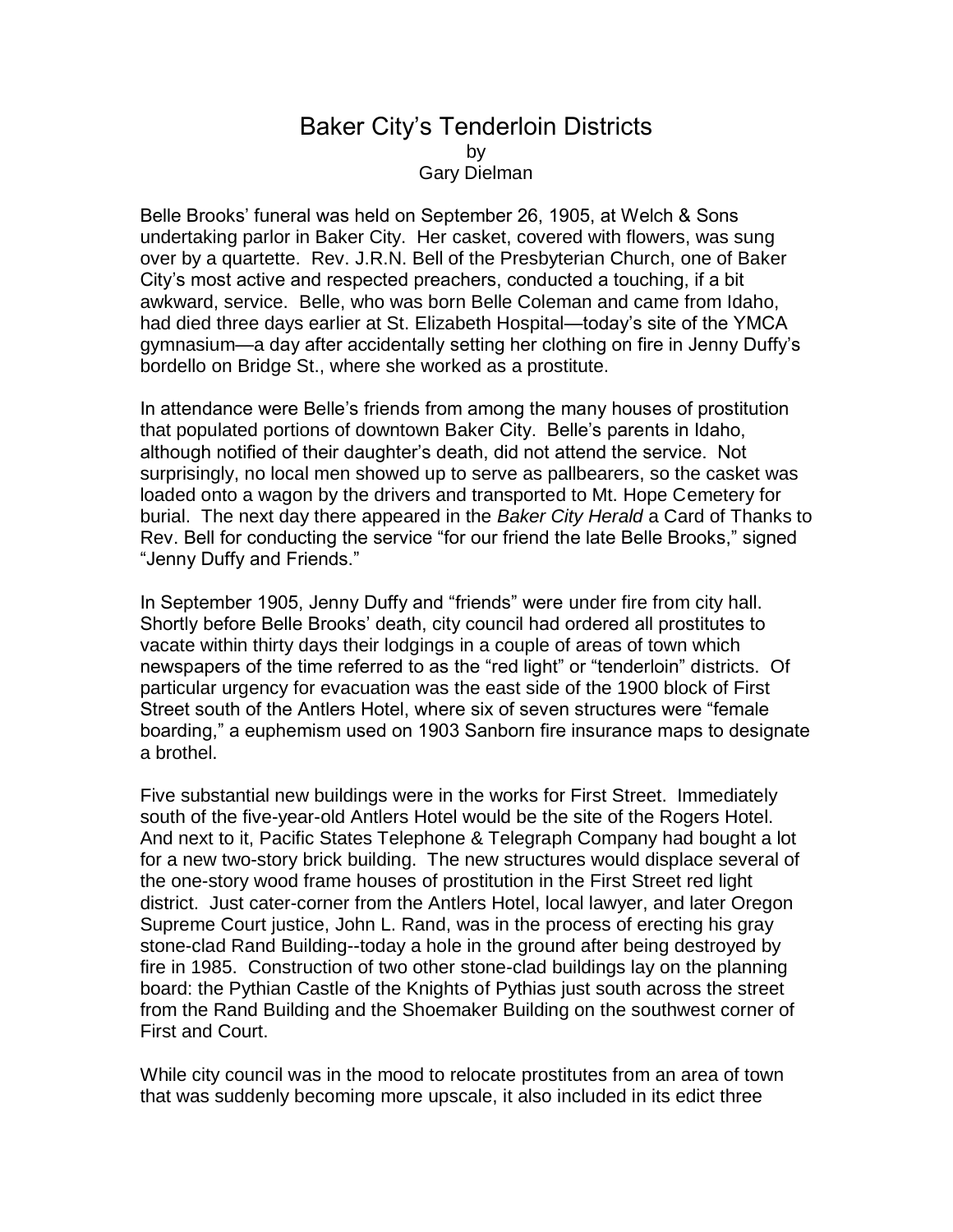# Baker City's Tenderloin Districts

by

Gary Dielman

Belle Brooks' funeral was held on September 26, 1905, at Welch & Sons undertaking parlor in Baker City. Her casket, covered with flowers, was sung over by a quartette. Rev. J.R.N. Bell of the Presbyterian Church, one of Baker City's most active and respected preachers, conducted a touching, if a bit awkward, service. Belle, who was born Belle Coleman and came from Idaho, had died three days earlier at St. Elizabeth Hospital—today's site of the YMCA gymnasium—a day after accidentally setting her clothing on fire in Jenny Duffy's bordello on Bridge St., where she worked as a prostitute.

In attendance were Belle's friends from among the many houses of prostitution that populated portions of downtown Baker City. Belle's parents in Idaho, although notified of their daughter's death, did not attend the service. Not surprisingly, no local men showed up to serve as pallbearers, so the casket was loaded onto a wagon by the drivers and transported to Mt. Hope Cemetery for burial. The next day there appeared in the *Baker City Herald* a Card of Thanks to Rev. Bell for conducting the service "for our friend the late Belle Brooks," signed "Jenny Duffy and Friends."

In September 1905, Jenny Duffy and "friends" were under fire from city hall. Shortly before Belle Brooks' death, city council had ordered all prostitutes to vacate within thirty days their lodgings in a couple of areas of town which newspapers of the time referred to as the "red light" or "tenderloin" districts. Of particular urgency for evacuation was the east side of the 1900 block of First Street south of the Antlers Hotel, where six of seven structures were "female boarding," a euphemism used on 1903 Sanborn fire insurance maps to designate a brothel.

Five substantial new buildings were in the works for First Street. Immediately south of the five-year-old Antlers Hotel would be the site of the Rogers Hotel. And next to it, Pacific States Telephone & Telegraph Company had bought a lot for a new two-story brick building. The new structures would displace several of the one-story wood frame houses of prostitution in the First Street red light district. Just cater-corner from the Antlers Hotel, local lawyer, and later Oregon Supreme Court justice, John L. Rand, was in the process of erecting his gray stone-clad Rand Building--today a hole in the ground after being destroyed by fire in 1985. Construction of two other stone-clad buildings lay on the planning board: the Pythian Castle of the Knights of Pythias just south across the street from the Rand Building and the Shoemaker Building on the southwest corner of First and Court.

While city council was in the mood to relocate prostitutes from an area of town that was suddenly becoming more upscale, it also included in its edict three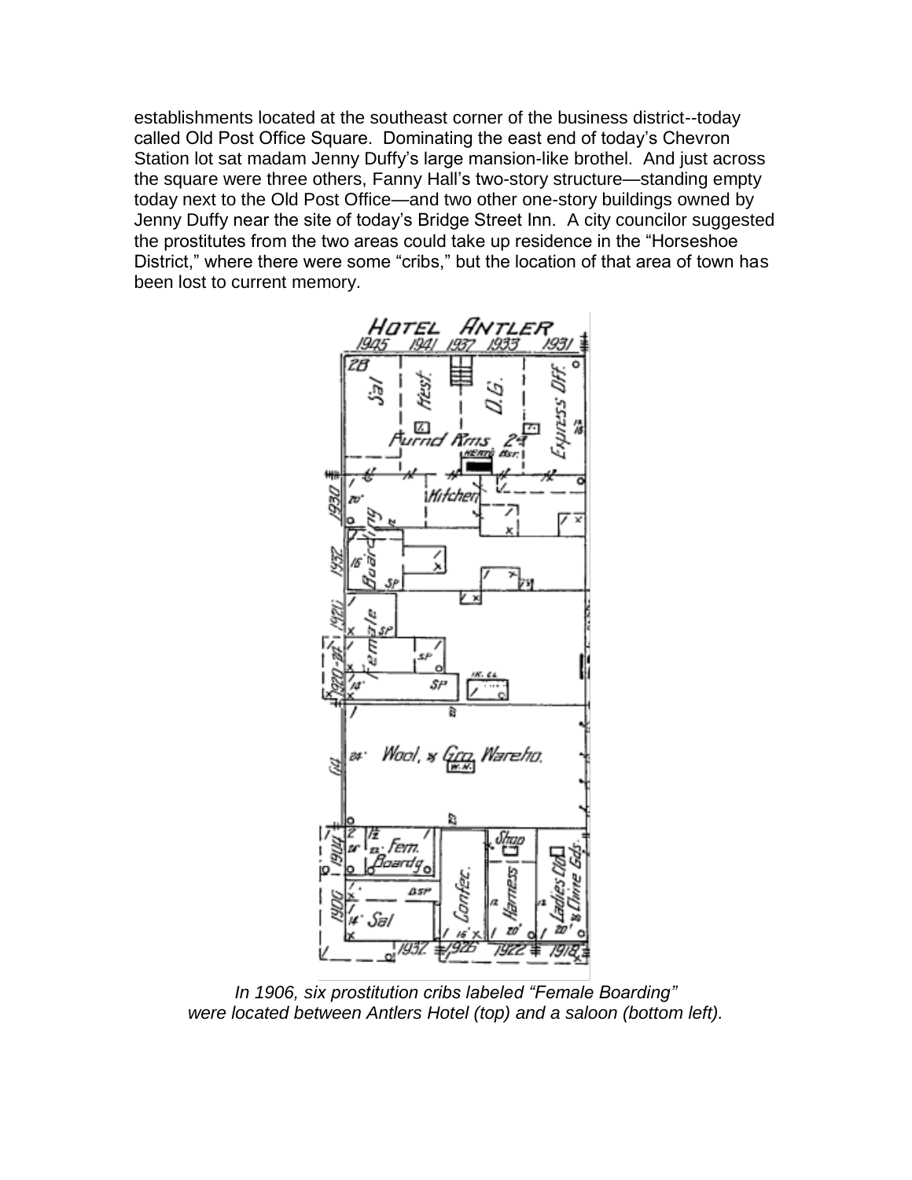establishments located at the southeast corner of the business district--today called Old Post Office Square. Dominating the east end of today's Chevron Station lot sat madam Jenny Duffy's large mansion-like brothel. And just across the square were three others, Fanny Hall's two-story structure—standing empty today next to the Old Post Office—and two other one-story buildings owned by Jenny Duffy near the site of today's Bridge Street Inn. A city councilor suggested the prostitutes from the two areas could take up residence in the "Horseshoe District," where there were some "cribs," but the location of that area of town has been lost to current memory.

*In 1906, six prostitution cribs labeled "Female Boarding" were located between Antlers Hotel (top) and a saloon (bottom left).*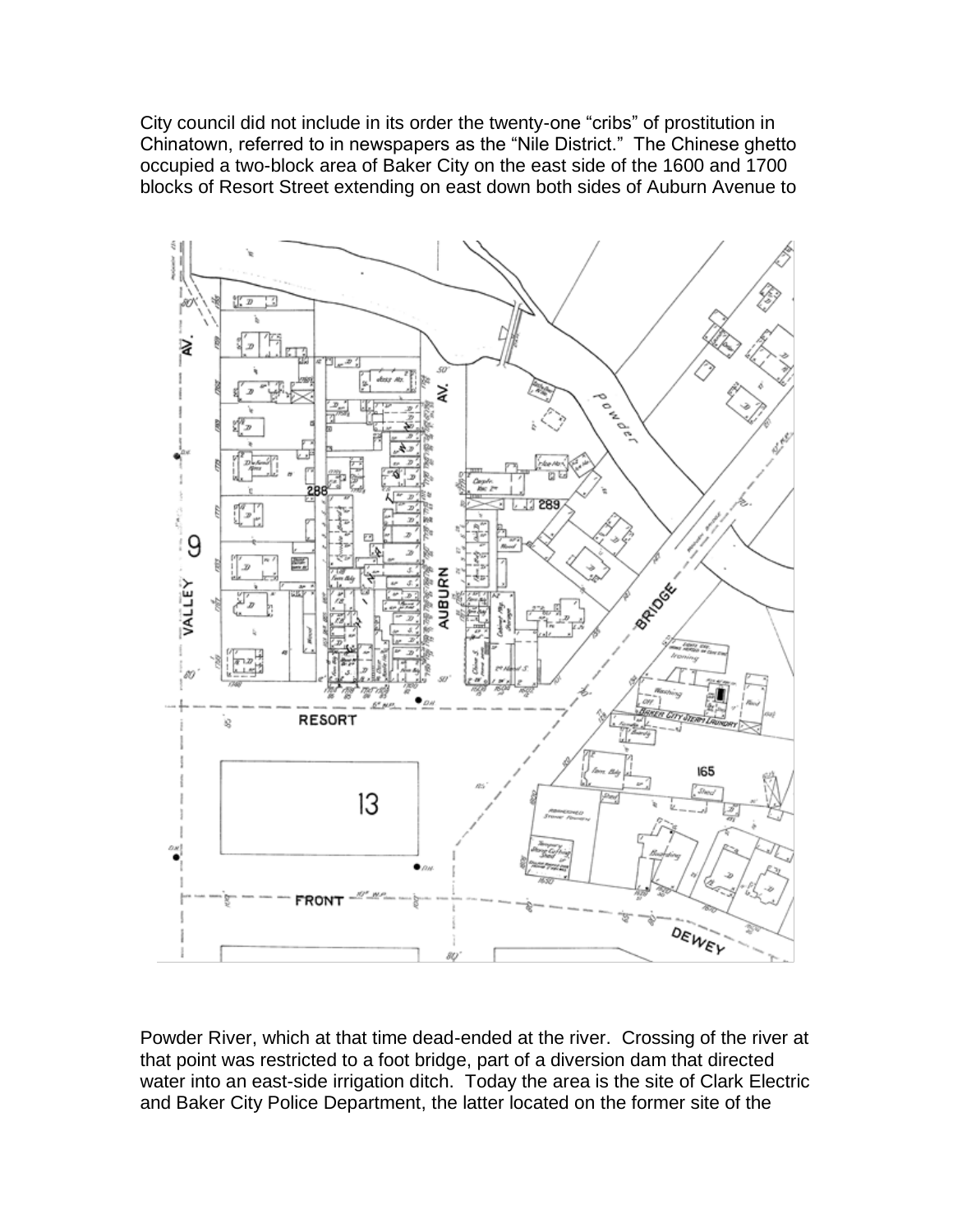City council did not include in its order the twenty-one "cribs" of prostitution in Chinatown, referred to in newspapers as the "Nile District." The Chinese ghetto occupied a two-block area of Baker City on the east side of the 1600 and 1700 blocks of Resort Street extending on east down both sides of Auburn Avenue to

Powder River, which at that time dead-ended at the river. Crossing of the river at that point was restricted to a foot bridge, part of a diversion dam that directed water into an east-side irrigation ditch. Today the area is the site of Clark Electric and Baker City Police Department, the latter located on the former site of the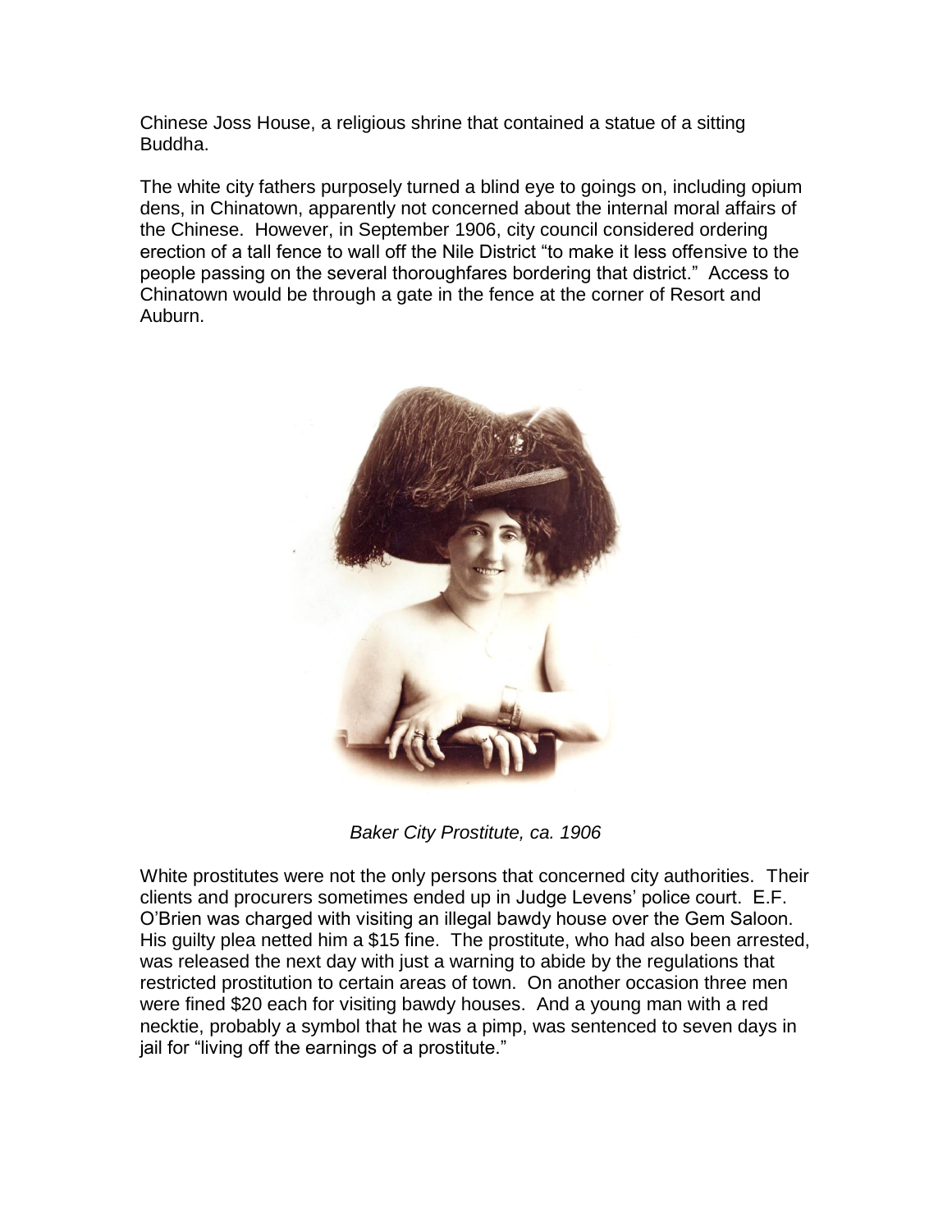Chinese Joss House, a religious shrine that contained a statue of a sitting Buddha.

The white city fathers purposely turned a blind eye to goings on, including opium dens, in Chinatown, apparently not concerned about the internal moral affairs of the Chinese. However, in September 1906, city council considered ordering erection of a tall fence to wall off the Nile District "to make it less offensive to the people passing on the several thoroughfares bordering that district." Access to Chinatown would be through a gate in the fence at the corner of Resort and Auburn.

*Baker City Prostitute, ca. 1906*

White prostitutes were not the only persons that concerned city authorities. Their clients and procurers sometimes ended up in Judge Levens' police court. E.F. O'Brien was charged with visiting an illegal bawdy house over the Gem Saloon. His guilty plea netted him a $15 fine. The prostitute, who had also been arrested, was released the next day with just a warning to abide by the regulations that restricted prostitution to certain areas of town. On another occasion three men were fined $20 each for visiting bawdy houses. And a young man with a red necktie, probably a symbol that he was a pimp, was sentenced to seven days in jail for "living off the earnings of a prostitute."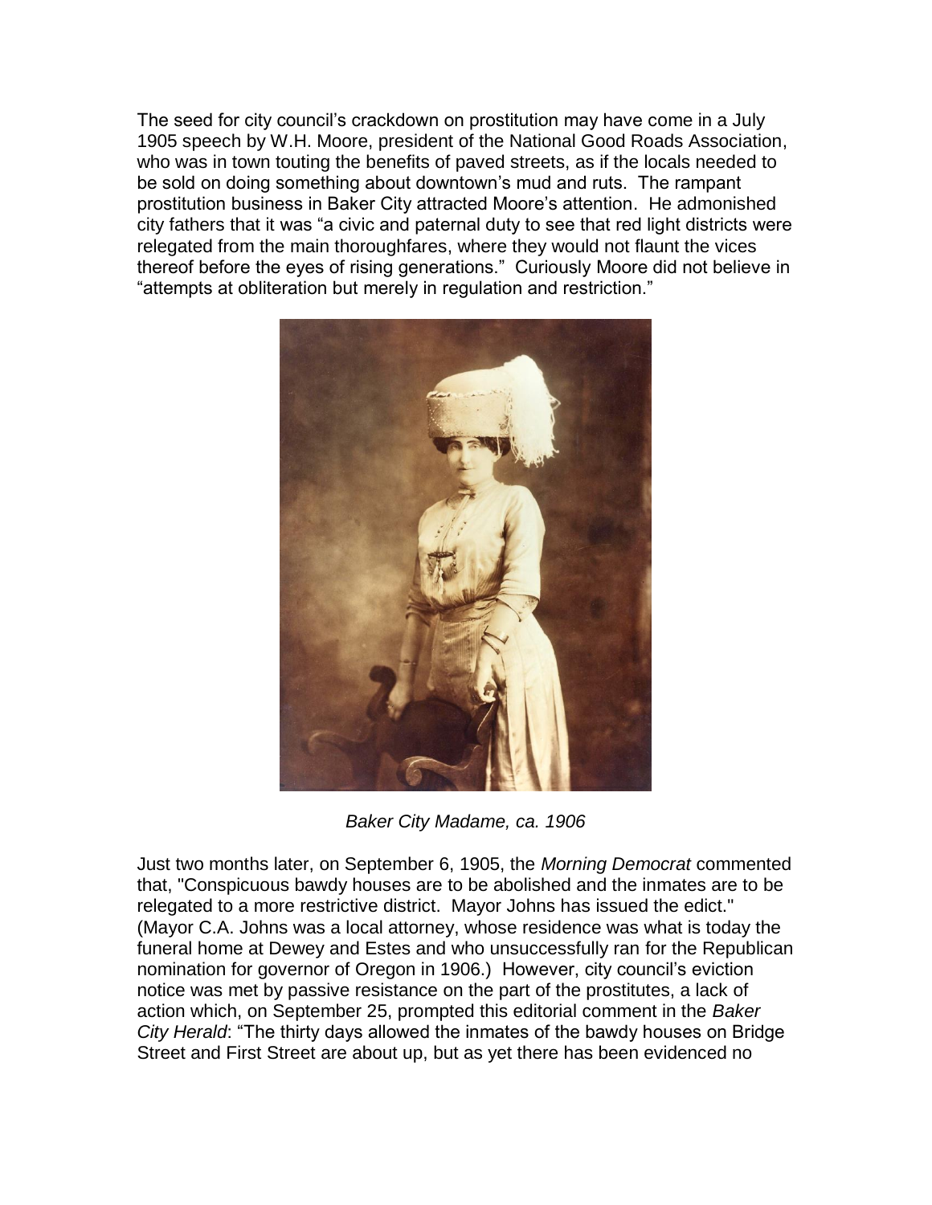The seed for city council's crackdown on prostitution may have come in a July 1905 speech by W.H. Moore, president of the National Good Roads Association, who was in town touting the benefits of paved streets, as if the locals needed to be sold on doing something about downtown's mud and ruts. The rampant prostitution business in Baker City attracted Moore's attention. He admonished city fathers that it was "a civic and paternal duty to see that red light districts were relegated from the main thoroughfares, where they would not flaunt the vices thereof before the eyes of rising generations." Curiously Moore did not believe in "attempts at obliteration but merely in regulation and restriction."

*Baker City Madame, ca. 1906*

Just two months later, on September 6, 1905, the *Morning Democrat* commented that, "Conspicuous bawdy houses are to be abolished and the inmates are to be relegated to a more restrictive district. Mayor Johns has issued the edict." (Mayor C.A. Johns was a local attorney, whose residence was what is today the funeral home at Dewey and Estes and who unsuccessfully ran for the Republican nomination for governor of Oregon in 1906.) However, city council's eviction notice was met by passive resistance on the part of the prostitutes, a lack of action which, on September 25, prompted this editorial comment in the *Baker City Herald*: "The thirty days allowed the inmates of the bawdy houses on Bridge Street and First Street are about up, but as yet there has been evidenced no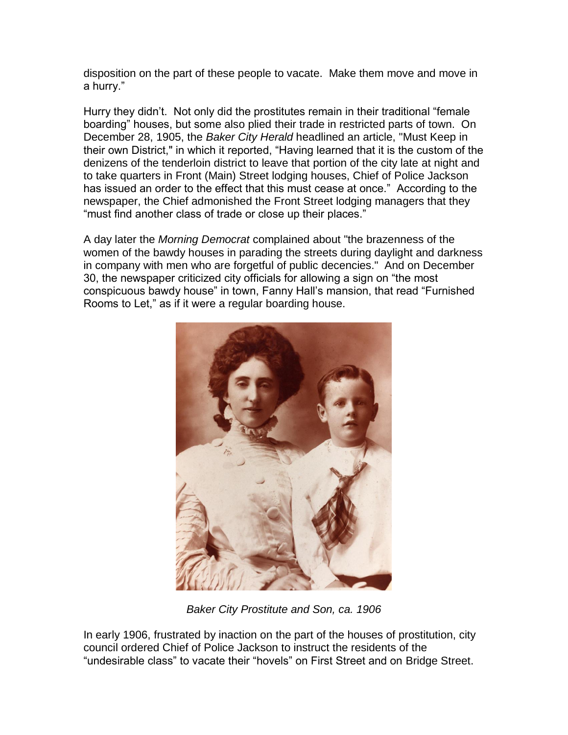disposition on the part of these people to vacate. Make them move and move in a hurry."

Hurry they didn't. Not only did the prostitutes remain in their traditional "female boarding" houses, but some also plied their trade in restricted parts of town. On December 28, 1905, the *Baker City Herald* headlined an article, "Must Keep in their own District," in which it reported, "Having learned that it is the custom of the denizens of the tenderloin district to leave that portion of the city late at night and to take quarters in Front (Main) Street lodging houses, Chief of Police Jackson has issued an order to the effect that this must cease at once." According to the newspaper, the Chief admonished the Front Street lodging managers that they "must find another class of trade or close up their places."

A day later the *Morning Democrat* complained about "the brazenness of the women of the bawdy houses in parading the streets during daylight and darkness in company with men who are forgetful of public decencies." And on December 30, the newspaper criticized city officials for allowing a sign on "the most conspicuous bawdy house" in town, Fanny Hall's mansion, that read "Furnished Rooms to Let," as if it were a regular boarding house.

*Baker City Prostitute and Son, ca. 1906*

In early 1906, frustrated by inaction on the part of the houses of prostitution, city council ordered Chief of Police Jackson to instruct the residents of the "undesirable class" to vacate their "hovels" on First Street and on Bridge Street.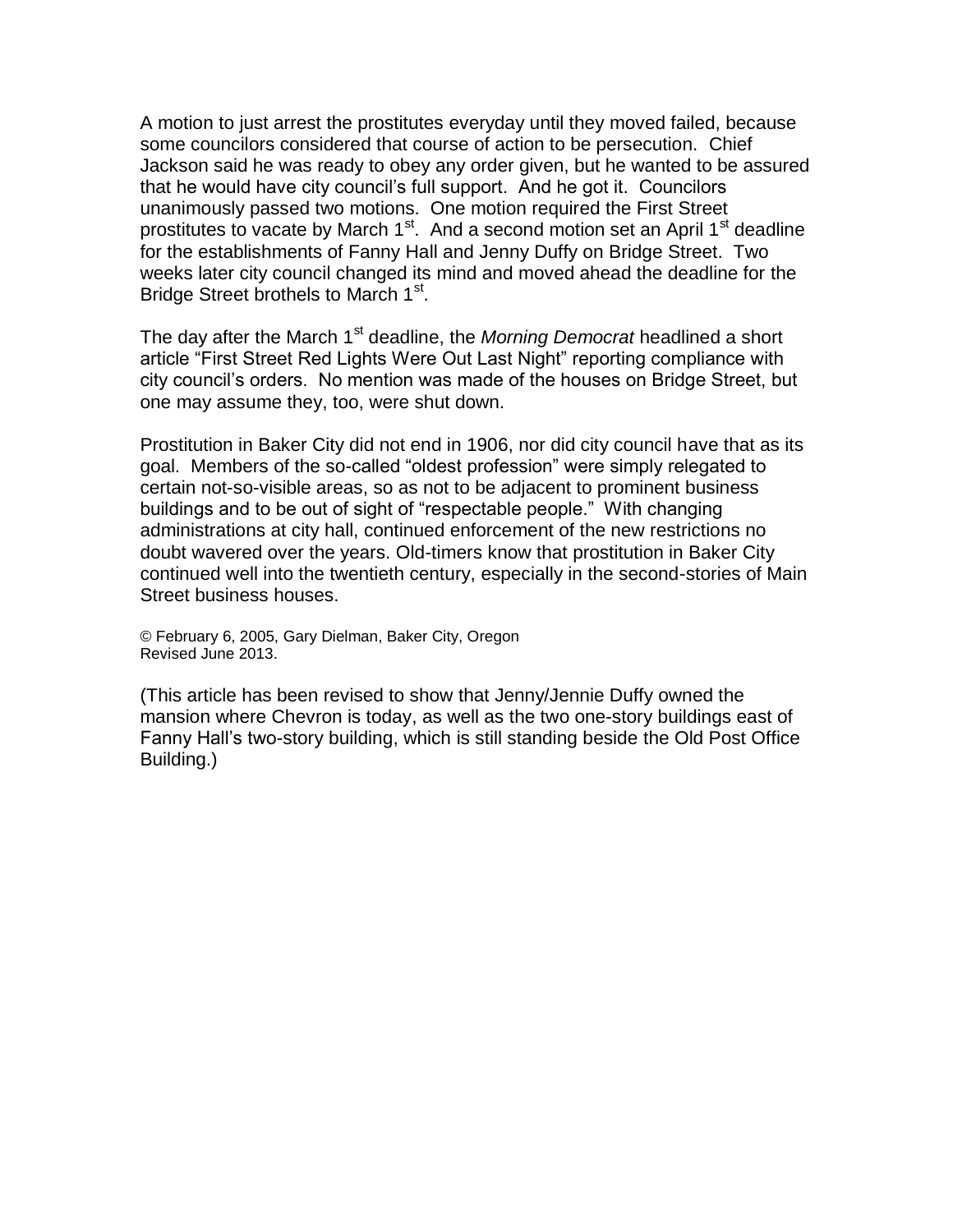A motion to just arrest the prostitutes everyday until they moved failed, because some councilors considered that course of action to be persecution. Chief Jackson said he was ready to obey any order given, but he wanted to be assured that he would have city council's full support. And he got it. Councilors unanimously passed two motions. One motion required the First Street prostitutes to vacate by March 1st. And a second motion set an April 1st deadline for the establishments of Fanny Hall and Jenny Duffy on Bridge Street. Two weeks later city council changed its mind and moved ahead the deadline for the Bridge Street brothels to March 1st.

The day after the March 1st deadline, the *Morning Democrat* headlined a short article "First Street Red Lights Were Out Last Night" reporting compliance with city council's orders. No mention was made of the houses on Bridge Street, but one may assume they, too, were shut down.

Prostitution in Baker City did not end in 1906, nor did city council have that as its goal. Members of the so-called "oldest profession" were simply relegated to certain not-so-visible areas, so as not to be adjacent to prominent business buildings and to be out of sight of "respectable people." With changing administrations at city hall, continued enforcement of the new restrictions no doubt wavered over the years. Old-timers know that prostitution in Baker City continued well into the twentieth century, especially in the second-stories of Main Street business houses.

© February 6, 2005, Gary Dielman, Baker City, Oregon
Revised June 2013.

(This article has been revised to show that Jenny/Jennie Duffy owned the mansion where Chevron is today, as well as the two one-story buildings east of Fanny Hall's two-story building, which is still standing beside the Old Post Office Building.)